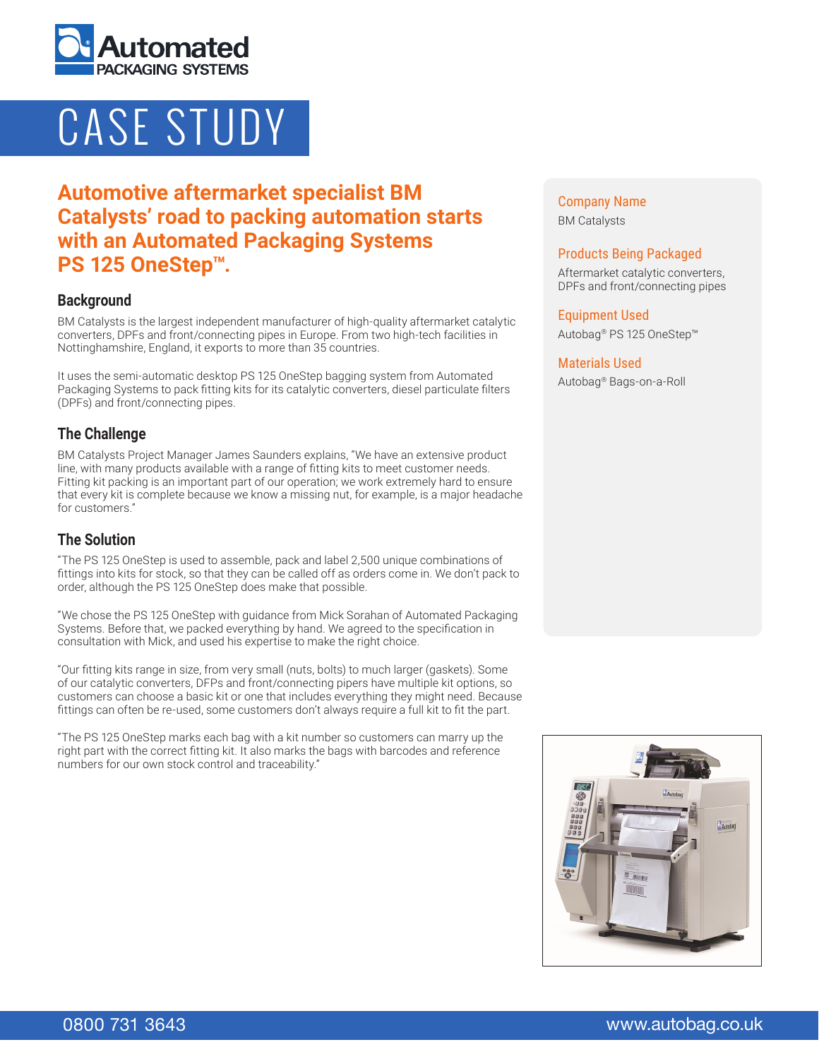Automated PACKAGING SYSTEMS

# CASE STUDY

## Automotive aftermarket specialist BM Catalysts' road to packing automation starts with an Automated Packaging Systems PS 125 OneStep™.

### Background

BM Catalysts is the largest independent manufacturer of high-quality aftermarket catalytic converters, DPFs and front/connecting pipes in Europe. From two high-tech facilities in Nottinghamshire, England, it exports to more than 35 countries.

It uses the semi-automatic desktop PS 125 OneStep bagging system from Automated Packaging Systems to pack fitting kits for its catalytic converters, diesel particulate filters (DPFs) and front/connecting pipes.

### The Challenge

BM Catalysts Project Manager James Saunders explains, "We have an extensive product line, with many products available with a range of fitting kits to meet customer needs. Fitting kit packing is an important part of our operation; we work extremely hard to ensure that every kit is complete because we know a missing nut, for example, is a major headache for customers."

### The Solution

"The PS 125 OneStep is used to assemble, pack and label 2,500 unique combinations of fittings into kits for stock, so that they can be called off as orders come in. We don't pack to order, although the PS 125 OneStep does make that possible.

"We chose the PS 125 OneStep with guidance from Mick Sorahan of Automated Packaging Systems. Before that, we packed everything by hand. We agreed to the specification in consultation with Mick, and used his expertise to make the right choice.

"Our fitting kits range in size, from very small (nuts, bolts) to much larger (gaskets). Some of our catalytic converters, DFPs and front/connecting pipers have multiple kit options, so customers can choose a basic kit or one that includes everything they might need. Because fittings can often be re-used, some customers don't always require a full kit to fit the part.

"The PS 125 OneStep marks each bag with a kit number so customers can marry up the right part with the correct fitting kit. It also marks the bags with barcodes and reference numbers for our own stock control and traceability."

**Company Name**
BM Catalysts

**Products Being Packaged**
Aftermarket catalytic converters, DPFs and front/connecting pipes

**Equipment Used**
Autobag® PS 125 OneStep™

**Materials Used**
Autobag® Bags-on-a-Roll

0800 731 3643 www.autobag.co.uk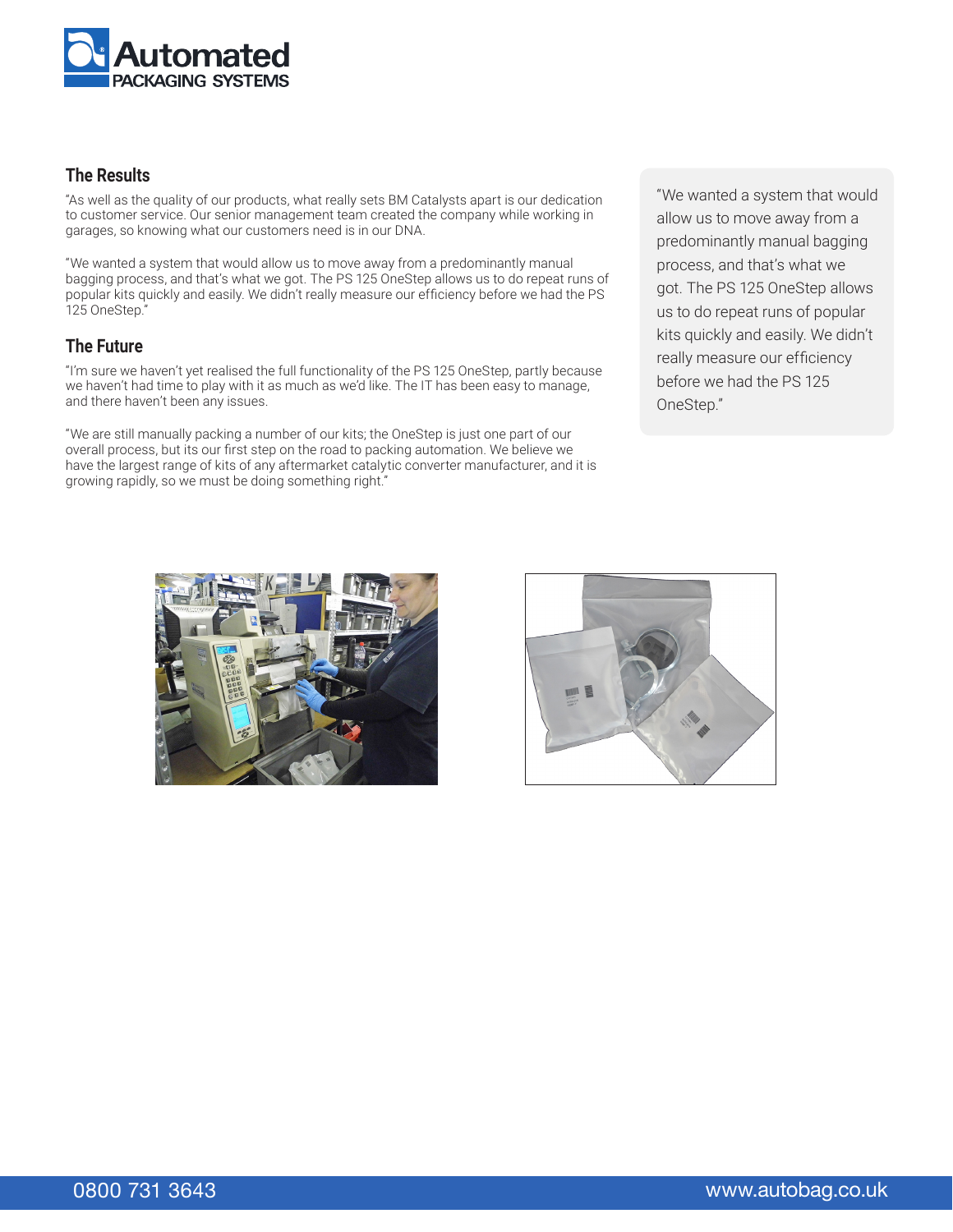## The Results

"As well as the quality of our products, what really sets BM Catalysts apart is our dedication to customer service. Our senior management team created the company while working in garages, so knowing what our customers need is in our DNA.

"We wanted a system that would allow us to move away from a predominantly manual bagging process, and that's what we got. The PS 125 OneStep allows us to do repeat runs of popular kits quickly and easily. We didn't really measure our efficiency before we had the PS 125 OneStep."

## The Future

"I'm sure we haven't yet realised the full functionality of the PS 125 OneStep, partly because we haven't had time to play with it as much as we'd like. The IT has been easy to manage, and there haven't been any issues.

"We are still manually packing a number of our kits; the OneStep is just one part of our overall process, but its our first step on the road to packing automation. We believe we have the largest range of kits of any aftermarket catalytic converter manufacturer, and it is growing rapidly, so we must be doing something right."

> "We wanted a system that would allow us to move away from a predominantly manual bagging process, and that's what we got. The PS 125 OneStep allows us to do repeat runs of popular kits quickly and easily. We didn't really measure our efficiency before we had the PS 125 OneStep."